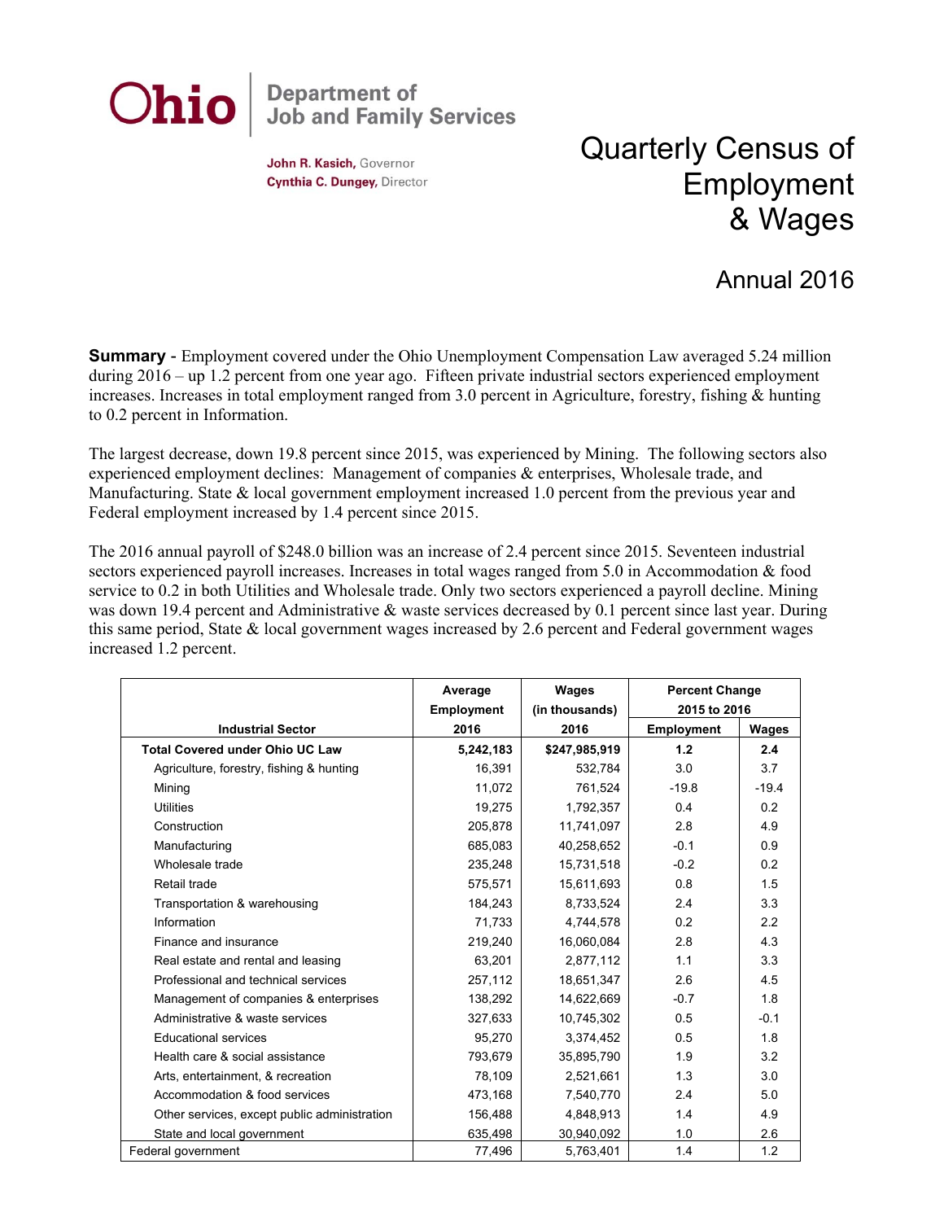**Ohio** Department of Job and Family Services

**John R. Kasich,** Governor
**Cynthia C. Dungey,** Director

# Quarterly Census of Employment & Wages

## Annual 2016

**Summary** - Employment covered under the Ohio Unemployment Compensation Law averaged 5.24 million during 2016 – up 1.2 percent from one year ago. Fifteen private industrial sectors experienced employment increases. Increases in total employment ranged from 3.0 percent in Agriculture, forestry, fishing & hunting to 0.2 percent in Information.

The largest decrease, down 19.8 percent since 2015, was experienced by Mining. The following sectors also experienced employment declines: Management of companies & enterprises, Wholesale trade, and Manufacturing. State & local government employment increased 1.0 percent from the previous year and Federal employment increased by 1.4 percent since 2015.

The 2016 annual payroll of $248.0 billion was an increase of 2.4 percent since 2015. Seventeen industrial sectors experienced payroll increases. Increases in total wages ranged from 5.0 in Accommodation & food service to 0.2 in both Utilities and Wholesale trade. Only two sectors experienced a payroll decline. Mining was down 19.4 percent and Administrative & waste services decreased by 0.1 percent since last year. During this same period, State & local government wages increased by 2.6 percent and Federal government wages increased 1.2 percent.

| Industrial Sector | Average Employment 2016 | Wages (in thousands) 2016 | Percent Change 2015 to 2016 | |
|---|---|---|---|---|
| | | | Employment | Wages |
| **Total Covered under Ohio UC Law** | **5,242,183** | **$247,985,919** | **1.2** | **2.4** |
| Agriculture, forestry, fishing & hunting | 16,391 | 532,784 | 3.0 | 3.7 |
| Mining | 11,072 | 761,524 | -19.8 | -19.4 |
| Utilities | 19,275 | 1,792,357 | 0.4 | 0.2 |
| Construction | 205,878 | 11,741,097 | 2.8 | 4.9 |
| Manufacturing | 685,083 | 40,258,652 | -0.1 | 0.9 |
| Wholesale trade | 235,248 | 15,731,518 | -0.2 | 0.2 |
| Retail trade | 575,571 | 15,611,693 | 0.8 | 1.5 |
| Transportation & warehousing | 184,243 | 8,733,524 | 2.4 | 3.3 |
| Information | 71,733 | 4,744,578 | 0.2 | 2.2 |
| Finance and insurance | 219,240 | 16,060,084 | 2.8 | 4.3 |
| Real estate and rental and leasing | 63,201 | 2,877,112 | 1.1 | 3.3 |
| Professional and technical services | 257,112 | 18,651,347 | 2.6 | 4.5 |
| Management of companies & enterprises | 138,292 | 14,622,669 | -0.7 | 1.8 |
| Administrative & waste services | 327,633 | 10,745,302 | 0.5 | -0.1 |
| Educational services | 95,270 | 3,374,452 | 0.5 | 1.8 |
| Health care & social assistance | 793,679 | 35,895,790 | 1.9 | 3.2 |
| Arts, entertainment, & recreation | 78,109 | 2,521,661 | 1.3 | 3.0 |
| Accommodation & food services | 473,168 | 7,540,770 | 2.4 | 5.0 |
| Other services, except public administration | 156,488 | 4,848,913 | 1.4 | 4.9 |
| State and local government | 635,498 | 30,940,092 | 1.0 | 2.6 |
| Federal government | 77,496 | 5,763,401 | 1.4 | 1.2 |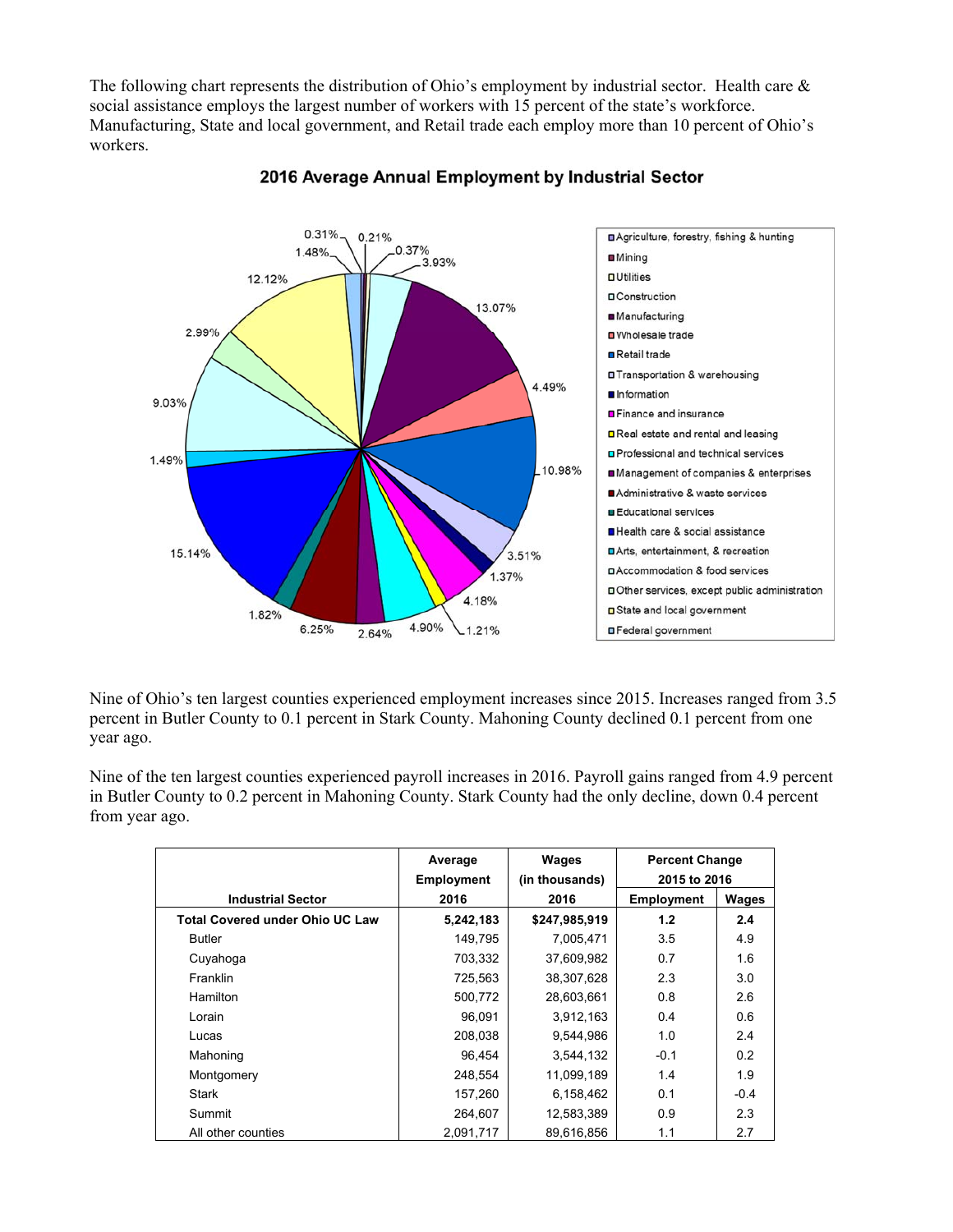The following chart represents the distribution of Ohio's employment by industrial sector. Health care & social assistance employs the largest number of workers with 15 percent of the state's workforce. Manufacturing, State and local government, and Retail trade each employ more than 10 percent of Ohio's workers.

**2016 Average Annual Employment by Industrial Sector**

Nine of Ohio's ten largest counties experienced employment increases since 2015. Increases ranged from 3.5 percent in Butler County to 0.1 percent in Stark County. Mahoning County declined 0.1 percent from one year ago.

Nine of the ten largest counties experienced payroll increases in 2016. Payroll gains ranged from 4.9 percent in Butler County to 0.2 percent in Mahoning County. Stark County had the only decline, down 0.4 percent from year ago.

| Industrial Sector | Average Employment 2016 | Wages (in thousands) 2016 | Percent Change 2015 to 2016 | |
|---|---|---|---|---|
| | | | Employment | Wages |
| **Total Covered under Ohio UC Law** | **5,242,183** | **$247,985,919** | **1.2** | **2.4** |
| Butler | 149,795 | 7,005,471 | 3.5 | 4.9 |
| Cuyahoga | 703,332 | 37,609,982 | 0.7 | 1.6 |
| Franklin | 725,563 | 38,307,628 | 2.3 | 3.0 |
| Hamilton | 500,772 | 28,603,661 | 0.8 | 2.6 |
| Lorain | 96,091 | 3,912,163 | 0.4 | 0.6 |
| Lucas | 208,038 | 9,544,986 | 1.0 | 2.4 |
| Mahoning | 96,454 | 3,544,132 | -0.1 | 0.2 |
| Montgomery | 248,554 | 11,099,189 | 1.4 | 1.9 |
| Stark | 157,260 | 6,158,462 | 0.1 | -0.4 |
| Summit | 264,607 | 12,583,389 | 0.9 | 2.3 |
| All other counties | 2,091,717 | 89,616,856 | 1.1 | 2.7 |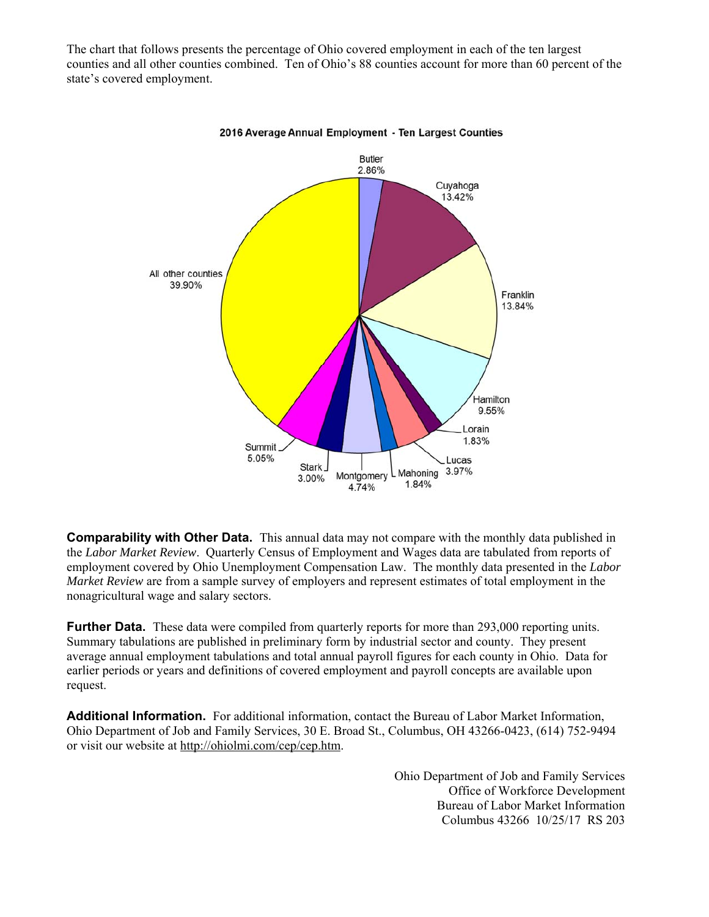The chart that follows presents the percentage of Ohio covered employment in each of the ten largest counties and all other counties combined. Ten of Ohio's 88 counties account for more than 60 percent of the state's covered employment.

2016 Average Annual Employment - Ten Largest Counties

Butler
2.86%

Cuyahoga
13.42%

Franklin
13.84%

Hamilton
9.55%

Lorain
1.83%

Lucas
3.97%

Mahoning
1.84%

Montgomery
4.74%

Stark
3.00%

Summit
5.05%

All other counties
39.90%

**Comparability with Other Data.** This annual data may not compare with the monthly data published in the *Labor Market Review*. Quarterly Census of Employment and Wages data are tabulated from reports of employment covered by Ohio Unemployment Compensation Law. The monthly data presented in the *Labor Market Review* are from a sample survey of employers and represent estimates of total employment in the nonagricultural wage and salary sectors.

**Further Data.** These data were compiled from quarterly reports for more than 293,000 reporting units. Summary tabulations are published in preliminary form by industrial sector and county. They present average annual employment tabulations and total annual payroll figures for each county in Ohio. Data for earlier periods or years and definitions of covered employment and payroll concepts are available upon request.

**Additional Information.** For additional information, contact the Bureau of Labor Market Information, Ohio Department of Job and Family Services, 30 E. Broad St., Columbus, OH 43266-0423, (614) 752-9494 or visit our website at http://ohiolmi.com/cep/cep.htm.

Ohio Department of Job and Family Services
Office of Workforce Development
Bureau of Labor Market Information
Columbus 43266 10/25/17 RS 203